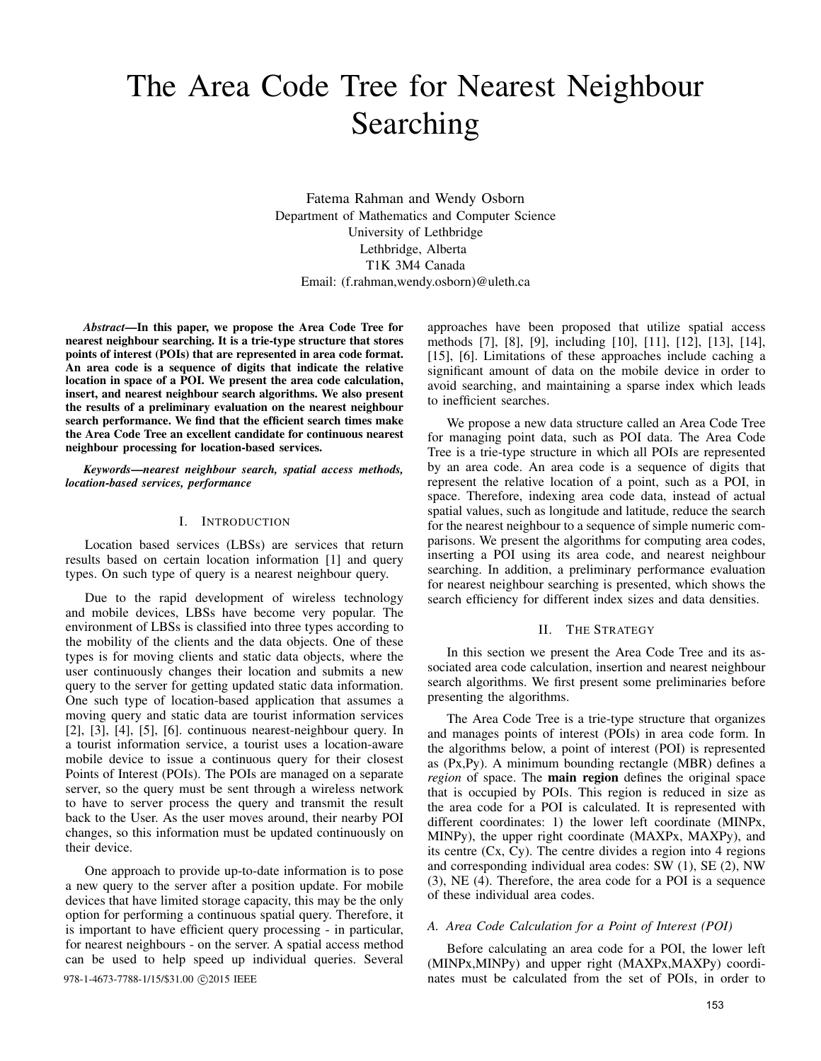# The Area Code Tree for Nearest Neighbour Searching

Fatema Rahman and Wendy Osborn
Department of Mathematics and Computer Science
University of Lethbridge
Lethbridge, Alberta
T1K 3M4 Canada
Email: (f.rahman,wendy.osborn)@uleth.ca

***Abstract*—In this paper, we propose the Area Code Tree for nearest neighbour searching. It is a trie-type structure that stores points of interest (POIs) that are represented in area code format. An area code is a sequence of digits that indicate the relative location in space of a POI. We present the area code calculation, insert, and nearest neighbour search algorithms. We also present the results of a preliminary evaluation on the nearest neighbour search performance. We find that the efficient search times make the Area Code Tree an excellent candidate for continuous nearest neighbour processing for location-based services.**

***Keywords*—nearest neighbour search, spatial access methods, location-based services, performance**

## I. Introduction

Location based services (LBSs) are services that return results based on certain location information [1] and query types. On such type of query is a nearest neighbour query.

Due to the rapid development of wireless technology and mobile devices, LBSs have become very popular. The environment of LBSs is classified into three types according to the mobility of the clients and the data objects. One of these types is for moving clients and static data objects, where the user continuously changes their location and submits a new query to the server for getting updated static data information. One such type of location-based application that assumes a moving query and static data are tourist information services [2], [3], [4], [5], [6]. continuous nearest-neighbour query. In a tourist information service, a tourist uses a location-aware mobile device to issue a continuous query for their closest Points of Interest (POIs). The POIs are managed on a separate server, so the query must be sent through a wireless network to have to server process the query and transmit the result back to the User. As the user moves around, their nearby POI changes, so this information must be updated continuously on their device.

One approach to provide up-to-date information is to pose a new query to the server after a position update. For mobile devices that have limited storage capacity, this may be the only option for performing a continuous spatial query. Therefore, it is important to have efficient query processing - in particular, for nearest neighbours - on the server. A spatial access method can be used to help speed up individual queries. Several approaches have been proposed that utilize spatial access methods [7], [8], [9], including [10], [11], [12], [13], [14], [15], [6]. Limitations of these approaches include caching a significant amount of data on the mobile device in order to avoid searching, and maintaining a sparse index which leads to inefficient searches.

978-1-4673-7788-1/15/$31.00 ©2015 IEEE

We propose a new data structure called an Area Code Tree for managing point data, such as POI data. The Area Code Tree is a trie-type structure in which all POIs are represented by an area code. An area code is a sequence of digits that represent the relative location of a point, such as a POI, in space. Therefore, indexing area code data, instead of actual spatial values, such as longitude and latitude, reduce the search for the nearest neighbour to a sequence of simple numeric comparisons. We present the algorithms for computing area codes, inserting a POI using its area code, and nearest neighbour searching. In addition, a preliminary performance evaluation for nearest neighbour searching is presented, which shows the search efficiency for different index sizes and data densities.

## II. The Strategy

In this section we present the Area Code Tree and its associated area code calculation, insertion and nearest neighbour search algorithms. We first present some preliminaries before presenting the algorithms.

The Area Code Tree is a trie-type structure that organizes and manages points of interest (POIs) in area code form. In the algorithms below, a point of interest (POI) is represented as (Px,Py). A minimum bounding rectangle (MBR) defines a *region* of space. The **main region** defines the original space that is occupied by POIs. This region is reduced in size as the area code for a POI is calculated. It is represented with different coordinates: 1) the lower left coordinate (MINPx, MINPy), the upper right coordinate (MAXPx, MAXPy), and its centre (Cx, Cy). The centre divides a region into 4 regions and corresponding individual area codes: SW (1), SE (2), NW (3), NE (4). Therefore, the area code for a POI is a sequence of these individual area codes.

### A. Area Code Calculation for a Point of Interest (POI)

Before calculating an area code for a POI, the lower left (MINPx,MINPy) and upper right (MAXPx,MAXPy) coordinates must be calculated from the set of POIs, in order to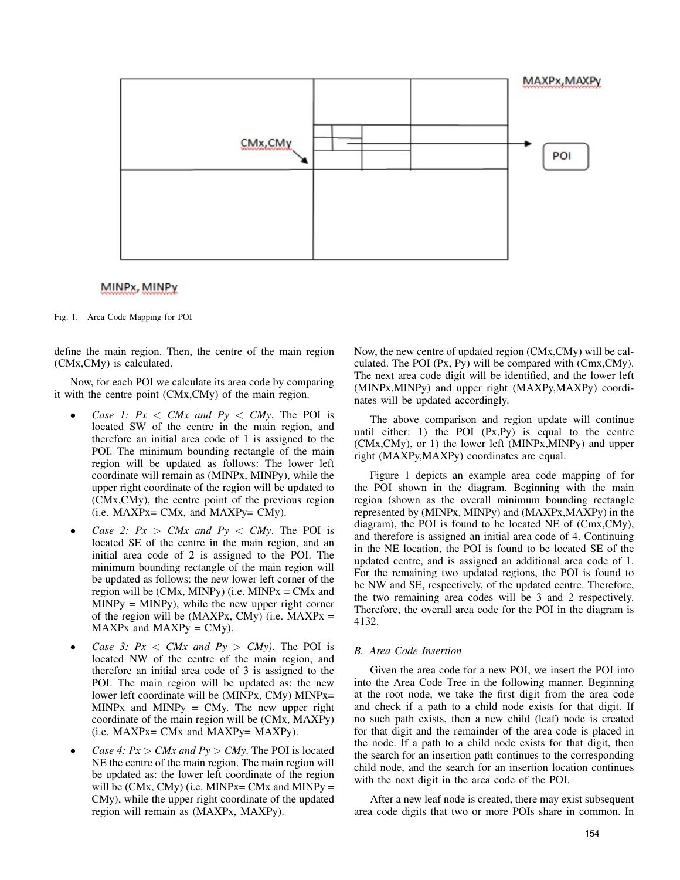Fig. 1. Area Code Mapping for POI

define the main region. Then, the centre of the main region (CMx,CMy) is calculated.

Now, for each POI we calculate its area code by comparing it with the centre point (CMx,CMy) of the main region.

- *Case 1: Px < CMx and Py < CMy*. The POI is located SW of the centre in the main region, and therefore an initial area code of 1 is assigned to the POI. The minimum bounding rectangle of the main region will be updated as follows: The lower left coordinate will remain as (MINPx, MINPy), while the upper right coordinate of the region will be updated to (CMx,CMy), the centre point of the previous region (i.e. MAXPx= CMx, and MAXPy= CMy).
- *Case 2: Px > CMx and Py < CMy*. The POI is located SE of the centre in the main region, and an initial area code of 2 is assigned to the POI. The minimum bounding rectangle of the main region will be updated as follows: the new lower left corner of the region will be (CMx, MINPy) (i.e. MINPx = CMx and MINPy = MINPy), while the new upper right corner of the region will be (MAXPx, CMy) (i.e. MAXPx = MAXPx and MAXPy = CMy).
- *Case 3: Px < CMx and Py > CMy)*. The POI is located NW of the centre of the main region, and therefore an initial area code of 3 is assigned to the POI. The main region will be updated as: the new lower left coordinate will be (MINPx, CMy) MINPx= MINPx and MINPy = CMy. The new upper right coordinate of the main region will be (CMx, MAXPy) (i.e. MAXPx= CMx and MAXPy= MAXPy).
- *Case 4: Px > CMx and Py > CMy*. The POI is located NE the centre of the main region. The main region will be updated as: the lower left coordinate of the region will be (CMx, CMy) (i.e. MINPx= CMx and MINPy = CMy), while the upper right coordinate of the updated region will remain as (MAXPx, MAXPy).

Now, the new centre of updated region (CMx,CMy) will be calculated. The POI (Px, Py) will be compared with (Cmx,CMy). The next area code digit will be identified, and the lower left (MINPx,MINPy) and upper right (MAXPy,MAXPy) coordinates will be updated accordingly.

The above comparison and region update will continue until either: 1) the POI (Px,Py) is equal to the centre (CMx,CMy), or 1) the lower left (MINPx,MINPy) and upper right (MAXPy,MAXPy) coordinates are equal.

Figure 1 depicts an example area code mapping of for the POI shown in the diagram. Beginning with the main region (shown as the overall minimum bounding rectangle represented by (MINPx, MINPy) and (MAXPx,MAXPy) in the diagram), the POI is found to be located NE of (Cmx,CMy), and therefore is assigned an initial area code of 4. Continuing in the NE location, the POI is found to be located SE of the updated centre, and is assigned an additional area code of 1. For the remaining two updated regions, the POI is found to be NW and SE, respectively, of the updated centre. Therefore, the two remaining area codes will be 3 and 2 respectively. Therefore, the overall area code for the POI in the diagram is 4132.

### B. Area Code Insertion

Given the area code for a new POI, we insert the POI into into the Area Code Tree in the following manner. Beginning at the root node, we take the first digit from the area code and check if a path to a child node exists for that digit. If no such path exists, then a new child (leaf) node is created for that digit and the remainder of the area code is placed in the node. If a path to a child node exists for that digit, then the search for an insertion path continues to the corresponding child node, and the search for an insertion location continues with the next digit in the area code of the POI.

After a new leaf node is created, there may exist subsequent area code digits that two or more POIs share in common. In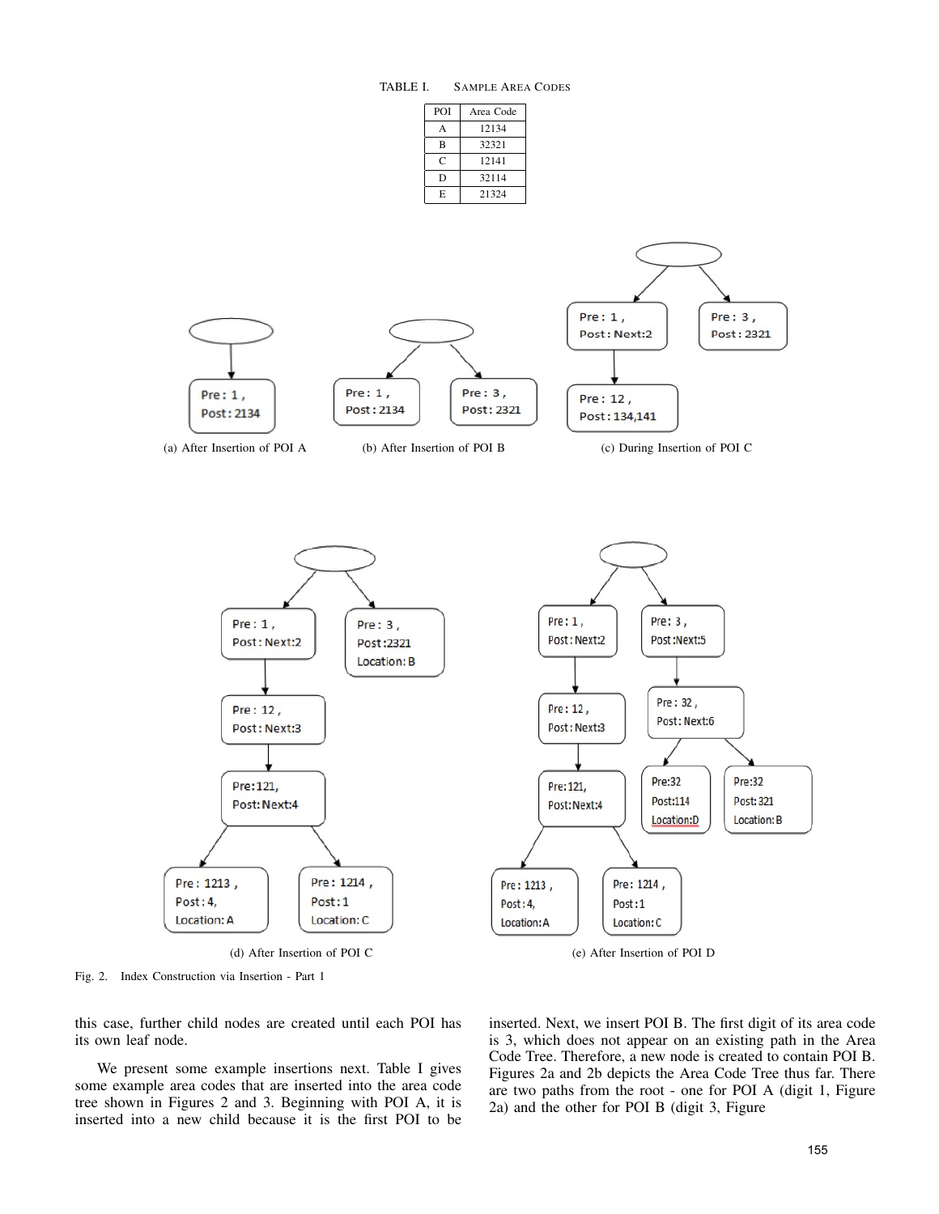TABLE I. Sample Area Codes

| POI | Area Code |
|---|---|
| A | 12134 |
| B | 32321 |
| C | 12141 |
| D | 32114 |
| E | 21324 |

(a) After Insertion of POI A

(b) After Insertion of POI B

(c) During Insertion of POI C

(d) After Insertion of POI C

(e) After Insertion of POI D

Fig. 2. Index Construction via Insertion - Part 1

this case, further child nodes are created until each POI has its own leaf node.

We present some example insertions next. Table I gives some example area codes that are inserted into the area code tree shown in Figures 2 and 3. Beginning with POI A, it is inserted into a new child because it is the first POI to be inserted. Next, we insert POI B. The first digit of its area code is 3, which does not appear on an existing path in the Area Code Tree. Therefore, a new node is created to contain POI B. Figures 2a and 2b depicts the Area Code Tree thus far. There are two paths from the root - one for POI A (digit 1, Figure 2a) and the other for POI B (digit 3, Figure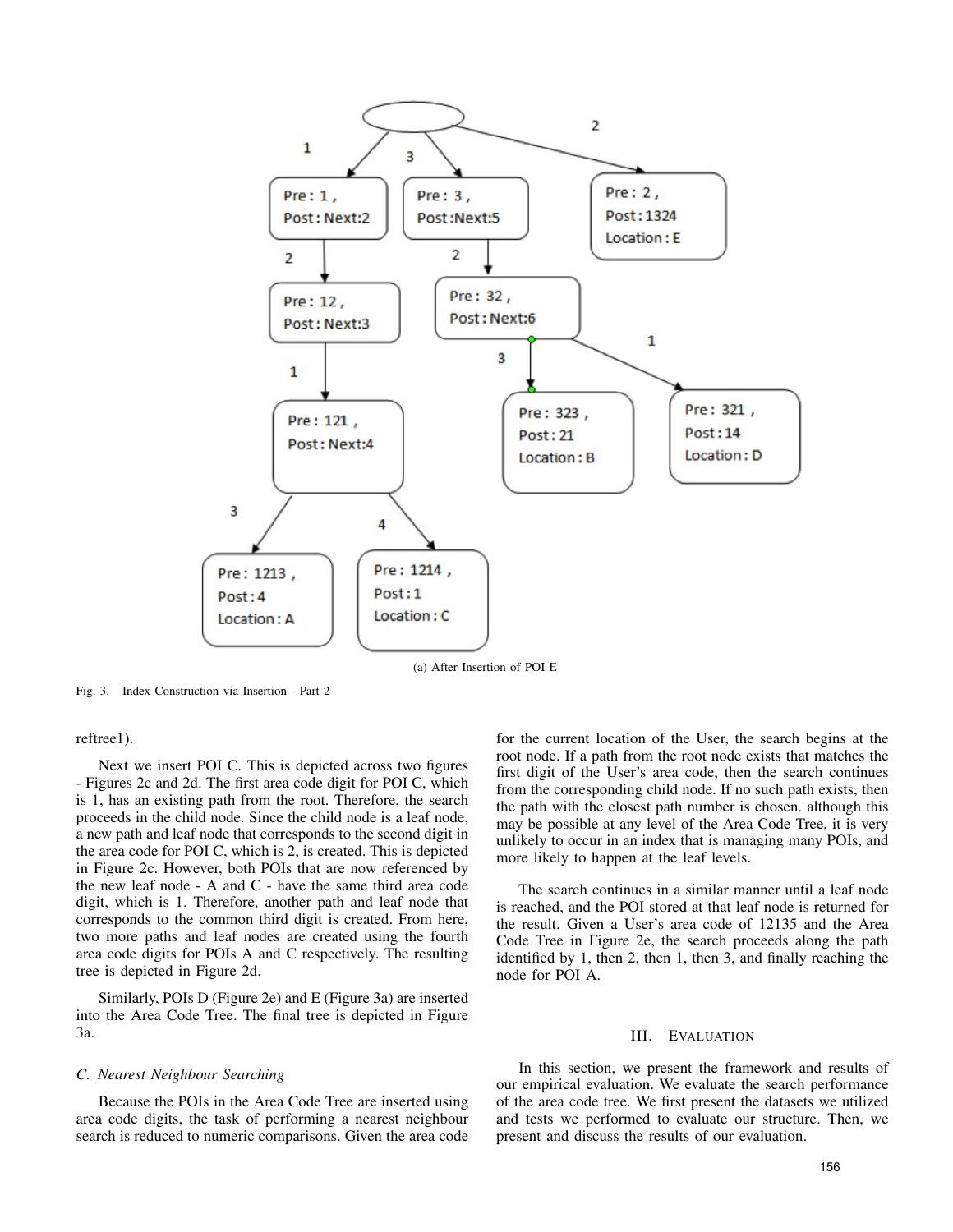(a) After Insertion of POI E

Fig. 3. Index Construction via Insertion - Part 2

reftree1).

Next we insert POI C. This is depicted across two figures - Figures 2c and 2d. The first area code digit for POI C, which is 1, has an existing path from the root. Therefore, the search proceeds in the child node. Since the child node is a leaf node, a new path and leaf node that corresponds to the second digit in the area code for POI C, which is 2, is created. This is depicted in Figure 2c. However, both POIs that are now referenced by the new leaf node - A and C - have the same third area code digit, which is 1. Therefore, another path and leaf node that corresponds to the common third digit is created. From here, two more paths and leaf nodes are created using the fourth area code digits for POIs A and C respectively. The resulting tree is depicted in Figure 2d.

Similarly, POIs D (Figure 2e) and E (Figure 3a) are inserted into the Area Code Tree. The final tree is depicted in Figure 3a.

### C. Nearest Neighbour Searching

Because the POIs in the Area Code Tree are inserted using area code digits, the task of performing a nearest neighbour search is reduced to numeric comparisons. Given the area code for the current location of the User, the search begins at the root node. If a path from the root node exists that matches the first digit of the User's area code, then the search continues from the corresponding child node. If no such path exists, then the path with the closest path number is chosen. although this may be possible at any level of the Area Code Tree, it is very unlikely to occur in an index that is managing many POIs, and more likely to happen at the leaf levels.

The search continues in a similar manner until a leaf node is reached, and the POI stored at that leaf node is returned for the result. Given a User's area code of 12135 and the Area Code Tree in Figure 2e, the search proceeds along the path identified by 1, then 2, then 1, then 3, and finally reaching the node for POI A.

## III. Evaluation

In this section, we present the framework and results of our empirical evaluation. We evaluate the search performance of the area code tree. We first present the datasets we utilized and tests we performed to evaluate our structure. Then, we present and discuss the results of our evaluation.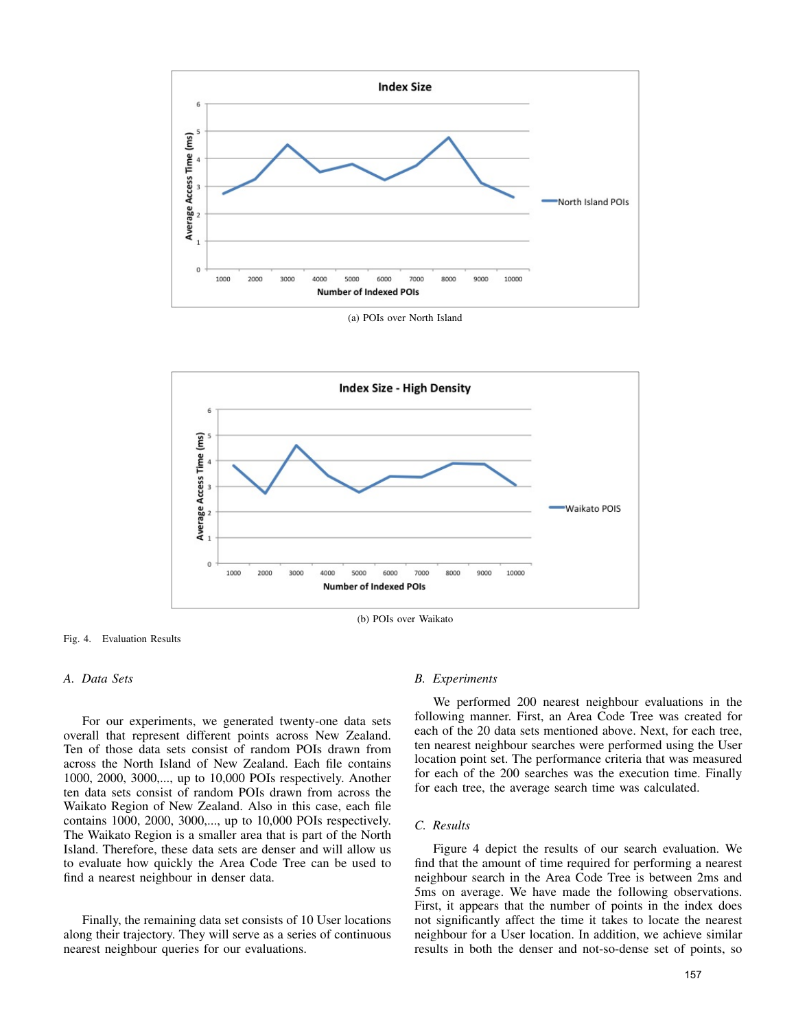(a) POIs over North Island

(b) POIs over Waikato

Fig. 4. Evaluation Results

### A. Data Sets

For our experiments, we generated twenty-one data sets overall that represent different points across New Zealand. Ten of those data sets consist of random POIs drawn from across the North Island of New Zealand. Each file contains 1000, 2000, 3000,..., up to 10,000 POIs respectively. Another ten data sets consist of random POIs drawn from across the Waikato Region of New Zealand. Also in this case, each file contains 1000, 2000, 3000,..., up to 10,000 POIs respectively. The Waikato Region is a smaller area that is part of the North Island. Therefore, these data sets are denser and will allow us to evaluate how quickly the Area Code Tree can be used to find a nearest neighbour in denser data.

Finally, the remaining data set consists of 10 User locations along their trajectory. They will serve as a series of continuous nearest neighbour queries for our evaluations.

### B. Experiments

We performed 200 nearest neighbour evaluations in the following manner. First, an Area Code Tree was created for each of the 20 data sets mentioned above. Next, for each tree, ten nearest neighbour searches were performed using the User location point set. The performance criteria that was measured for each of the 200 searches was the execution time. Finally for each tree, the average search time was calculated.

### C. Results

Figure 4 depict the results of our search evaluation. We find that the amount of time required for performing a nearest neighbour search in the Area Code Tree is between 2ms and 5ms on average. We have made the following observations. First, it appears that the number of points in the index does not significantly affect the time it takes to locate the nearest neighbour for a User location. In addition, we achieve similar results in both the denser and not-so-dense set of points, so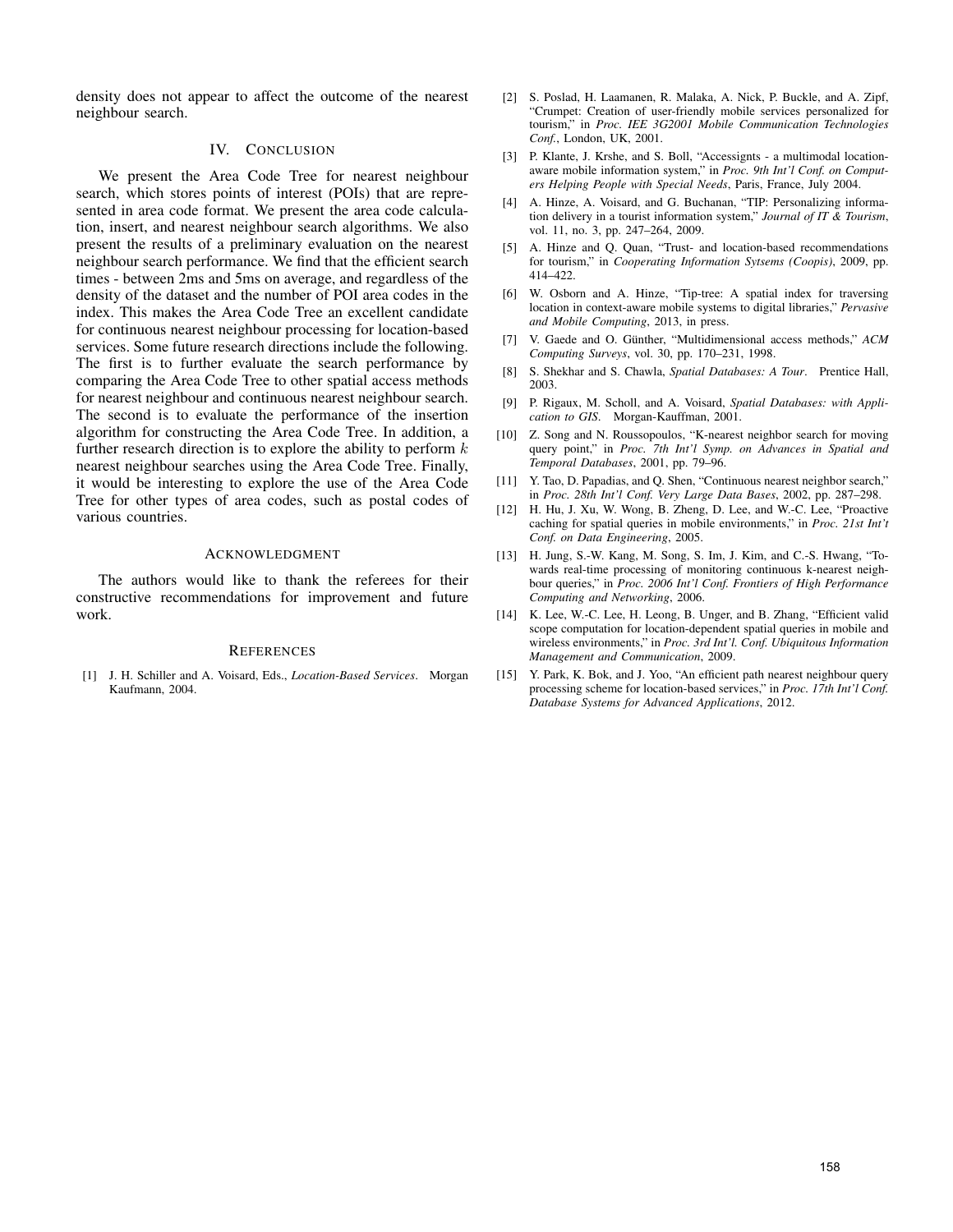density does not appear to affect the outcome of the nearest neighbour search.

## IV. Conclusion

We present the Area Code Tree for nearest neighbour search, which stores points of interest (POIs) that are represented in area code format. We present the area code calculation, insert, and nearest neighbour search algorithms. We also present the results of a preliminary evaluation on the nearest neighbour search performance. We find that the efficient search times - between 2ms and 5ms on average, and regardless of the density of the dataset and the number of POI area codes in the index. This makes the Area Code Tree an excellent candidate for continuous nearest neighbour processing for location-based services. Some future research directions include the following. The first is to further evaluate the search performance by comparing the Area Code Tree to other spatial access methods for nearest neighbour and continuous nearest neighbour search. The second is to evaluate the performance of the insertion algorithm for constructing the Area Code Tree. In addition, a further research direction is to explore the ability to perform $k$ nearest neighbour searches using the Area Code Tree. Finally, it would be interesting to explore the use of the Area Code Tree for other types of area codes, such as postal codes of various countries.

## Acknowledgment

The authors would like to thank the referees for their constructive recommendations for improvement and future work.

## References

[1] J. H. Schiller and A. Voisard, Eds., *Location-Based Services*. Morgan Kaufmann, 2004.

[2] S. Poslad, H. Laamanen, R. Malaka, A. Nick, P. Buckle, and A. Zipf, "Crumpet: Creation of user-friendly mobile services personalized for tourism," in *Proc. IEE 3G2001 Mobile Communication Technologies Conf.*, London, UK, 2001.

[3] P. Klante, J. Krshe, and S. Boll, "Accessignts - a multimodal location-aware mobile information system," in *Proc. 9th Int'l Conf. on Computers Helping People with Special Needs*, Paris, France, July 2004.

[4] A. Hinze, A. Voisard, and G. Buchanan, "TIP: Personalizing information delivery in a tourist information system," *Journal of IT & Tourism*, vol. 11, no. 3, pp. 247–264, 2009.

[5] A. Hinze and Q. Quan, "Trust- and location-based recommendations for tourism," in *Cooperating Information Sytsems (Coopis)*, 2009, pp. 414–422.

[6] W. Osborn and A. Hinze, "Tip-tree: A spatial index for traversing location in context-aware mobile systems to digital libraries," *Pervasive and Mobile Computing*, 2013, in press.

[7] V. Gaede and O. Günther, "Multidimensional access methods," *ACM Computing Surveys*, vol. 30, pp. 170–231, 1998.

[8] S. Shekhar and S. Chawla, *Spatial Databases: A Tour*. Prentice Hall, 2003.

[9] P. Rigaux, M. Scholl, and A. Voisard, *Spatial Databases: with Application to GIS*. Morgan-Kauffman, 2001.

[10] Z. Song and N. Roussopoulos, "K-nearest neighbor search for moving query point," in *Proc. 7th Int'l Symp. on Advances in Spatial and Temporal Databases*, 2001, pp. 79–96.

[11] Y. Tao, D. Papadias, and Q. Shen, "Continuous nearest neighbor search," in *Proc. 28th Int'l Conf. Very Large Data Bases*, 2002, pp. 287–298.

[12] H. Hu, J. Xu, W. Wong, B. Zheng, D. Lee, and W.-C. Lee, "Proactive caching for spatial queries in mobile environments," in *Proc. 21st Int't Conf. on Data Engineering*, 2005.

[13] H. Jung, S.-W. Kang, M. Song, S. Im, J. Kim, and C.-S. Hwang, "Towards real-time processing of monitoring continuous k-nearest neighbour queries," in *Proc. 2006 Int'l Conf. Frontiers of High Performance Computing and Networking*, 2006.

[14] K. Lee, W.-C. Lee, H. Leong, B. Unger, and B. Zhang, "Efficient valid scope computation for location-dependent spatial queries in mobile and wireless environments," in *Proc. 3rd Int'l. Conf. Ubiquitous Information Management and Communication*, 2009.

[15] Y. Park, K. Bok, and J. Yoo, "An efficient path nearest neighbour query processing scheme for location-based services," in *Proc. 17th Int'l Conf. Database Systems for Advanced Applications*, 2012.